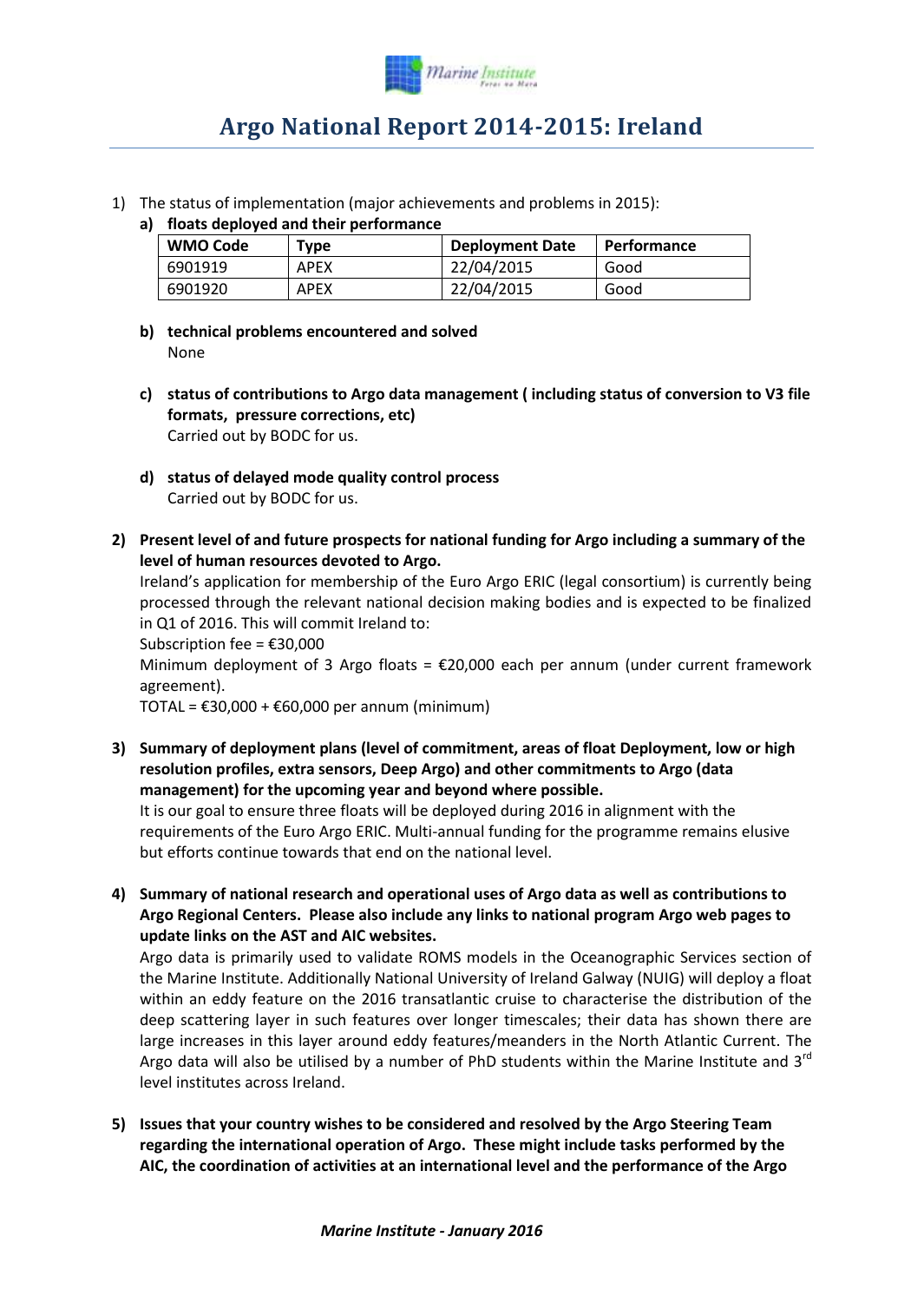# Argo National Report 2014-2015: Ireland

1) The status of implementation (major achievements and problems in 2015):

   a) **floats deployed and their performance**

| WMO Code | Type | Deployment Date | Performance |
|---|---|---|---|
| 6901919 | APEX | 22/04/2015 | Good |
| 6901920 | APEX | 22/04/2015 | Good |

   b) **technical problems encountered and solved**
   None

   c) **status of contributions to Argo data management ( including status of conversion to V3 file formats, pressure corrections, etc)**
   Carried out by BODC for us.

   d) **status of delayed mode quality control process**
   Carried out by BODC for us.

2) **Present level of and future prospects for national funding for Argo including a summary of the level of human resources devoted to Argo.**
   Ireland's application for membership of the Euro Argo ERIC (legal consortium) is currently being processed through the relevant national decision making bodies and is expected to be finalized in Q1 of 2016. This will commit Ireland to:
   Subscription fee = €30,000
   Minimum deployment of 3 Argo floats = €20,000 each per annum (under current framework agreement).
   TOTAL = €30,000 + €60,000 per annum (minimum)

3) **Summary of deployment plans (level of commitment, areas of float Deployment, low or high resolution profiles, extra sensors, Deep Argo) and other commitments to Argo (data management) for the upcoming year and beyond where possible.**
   It is our goal to ensure three floats will be deployed during 2016 in alignment with the requirements of the Euro Argo ERIC. Multi-annual funding for the programme remains elusive but efforts continue towards that end on the national level.

4) **Summary of national research and operational uses of Argo data as well as contributions to Argo Regional Centers. Please also include any links to national program Argo web pages to update links on the AST and AIC websites.**
   Argo data is primarily used to validate ROMS models in the Oceanographic Services section of the Marine Institute. Additionally National University of Ireland Galway (NUIG) will deploy a float within an eddy feature on the 2016 transatlantic cruise to characterise the distribution of the deep scattering layer in such features over longer timescales; their data has shown there are large increases in this layer around eddy features/meanders in the North Atlantic Current. The Argo data will also be utilised by a number of PhD students within the Marine Institute and 3rd level institutes across Ireland.

5) **Issues that your country wishes to be considered and resolved by the Argo Steering Team regarding the international operation of Argo. These might include tasks performed by the AIC, the coordination of activities at an international level and the performance of the Argo**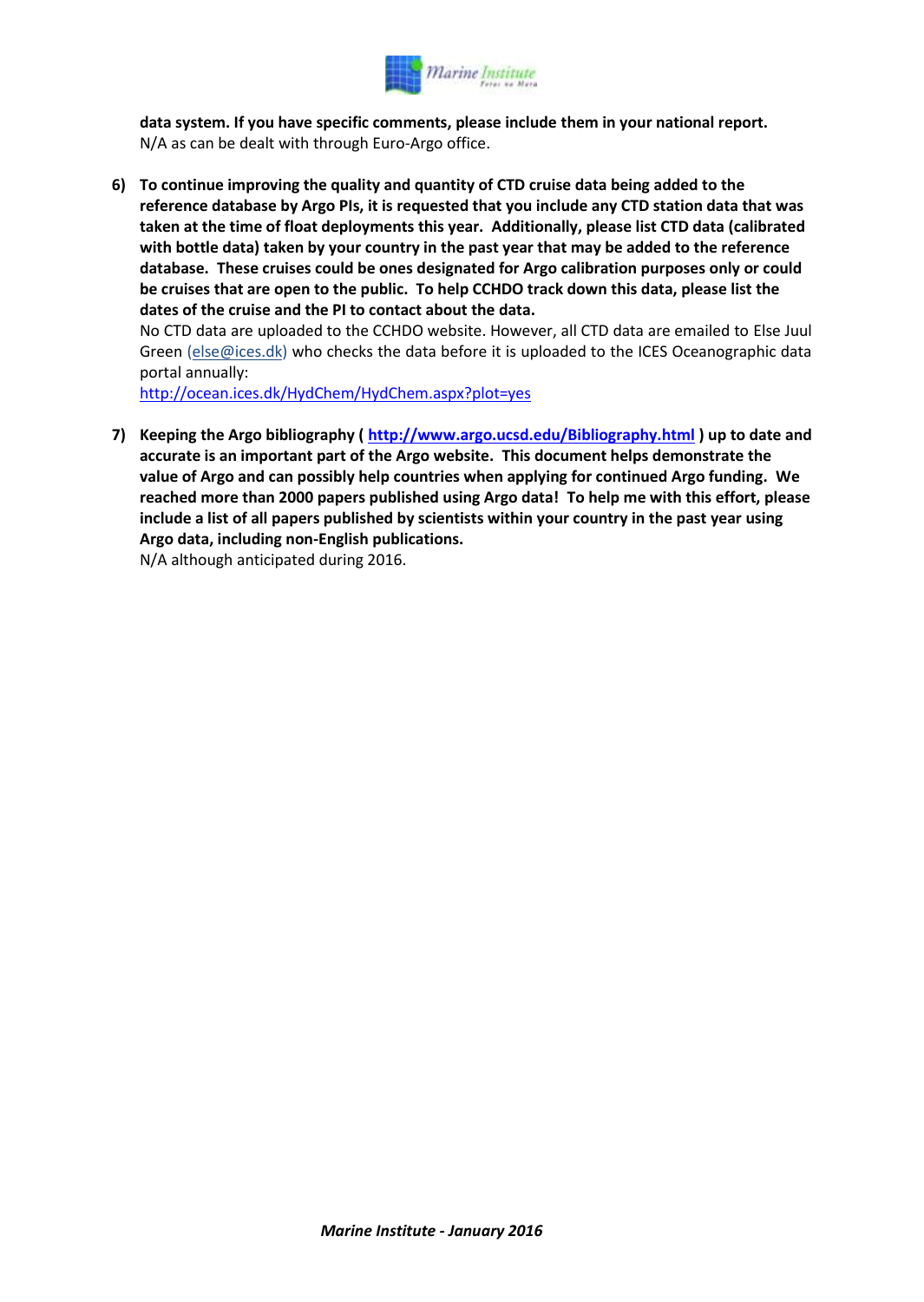**data system. If you have specific comments, please include them in your national report.**
N/A as can be dealt with through Euro-Argo office.

6) **To continue improving the quality and quantity of CTD cruise data being added to the reference database by Argo PIs, it is requested that you include any CTD station data that was taken at the time of float deployments this year. Additionally, please list CTD data (calibrated with bottle data) taken by your country in the past year that may be added to the reference database. These cruises could be ones designated for Argo calibration purposes only or could be cruises that are open to the public. To help CCHDO track down this data, please list the dates of the cruise and the PI to contact about the data.**
   No CTD data are uploaded to the CCHDO website. However, all CTD data are emailed to Else Juul Green (else@ices.dk) who checks the data before it is uploaded to the ICES Oceanographic data portal annually:
   http://ocean.ices.dk/HydChem/HydChem.aspx?plot=yes

7) **Keeping the Argo bibliography ( http://www.argo.ucsd.edu/Bibliography.html ) up to date and accurate is an important part of the Argo website. This document helps demonstrate the value of Argo and can possibly help countries when applying for continued Argo funding. We reached more than 2000 papers published using Argo data! To help me with this effort, please include a list of all papers published by scientists within your country in the past year using Argo data, including non-English publications.**
   N/A although anticipated during 2016.